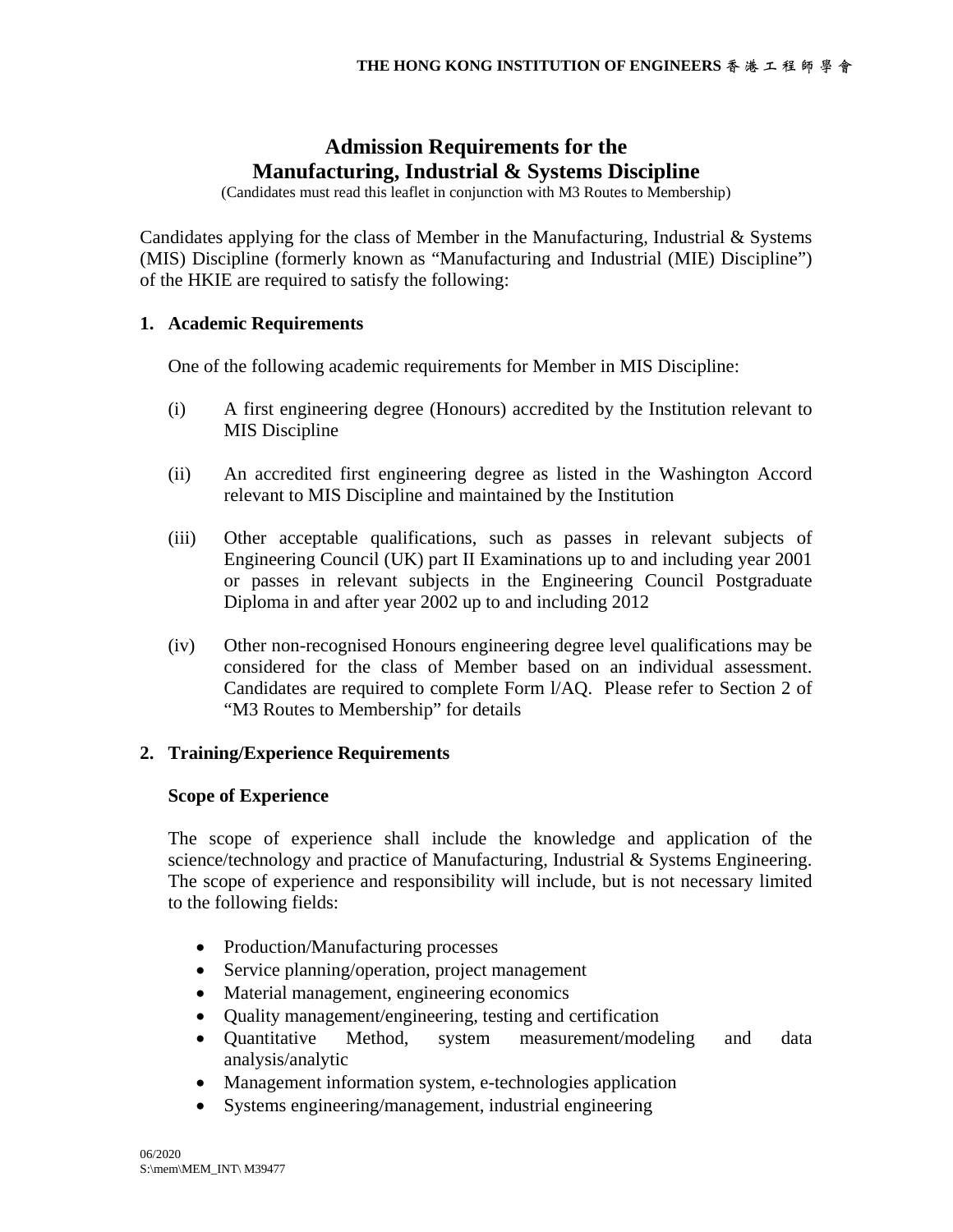# Admission Requirements for the Manufacturing, Industrial & Systems Discipline

(Candidates must read this leaflet in conjunction with M3 Routes to Membership)

Candidates applying for the class of Member in the Manufacturing, Industrial & Systems (MIS) Discipline (formerly known as "Manufacturing and Industrial (MIE) Discipline") of the HKIE are required to satisfy the following:

## 1. Academic Requirements

One of the following academic requirements for Member in MIS Discipline:

(i) A first engineering degree (Honours) accredited by the Institution relevant to MIS Discipline

(ii) An accredited first engineering degree as listed in the Washington Accord relevant to MIS Discipline and maintained by the Institution

(iii) Other acceptable qualifications, such as passes in relevant subjects of Engineering Council (UK) part II Examinations up to and including year 2001 or passes in relevant subjects in the Engineering Council Postgraduate Diploma in and after year 2002 up to and including 2012

(iv) Other non-recognised Honours engineering degree level qualifications may be considered for the class of Member based on an individual assessment. Candidates are required to complete Form l/AQ. Please refer to Section 2 of "M3 Routes to Membership" for details

## 2. Training/Experience Requirements

### Scope of Experience

The scope of experience shall include the knowledge and application of the science/technology and practice of Manufacturing, Industrial & Systems Engineering. The scope of experience and responsibility will include, but is not necessary limited to the following fields:

- Production/Manufacturing processes
- Service planning/operation, project management
- Material management, engineering economics
- Quality management/engineering, testing and certification
- Quantitative Method, system measurement/modeling and data analysis/analytic
- Management information system, e-technologies application
- Systems engineering/management, industrial engineering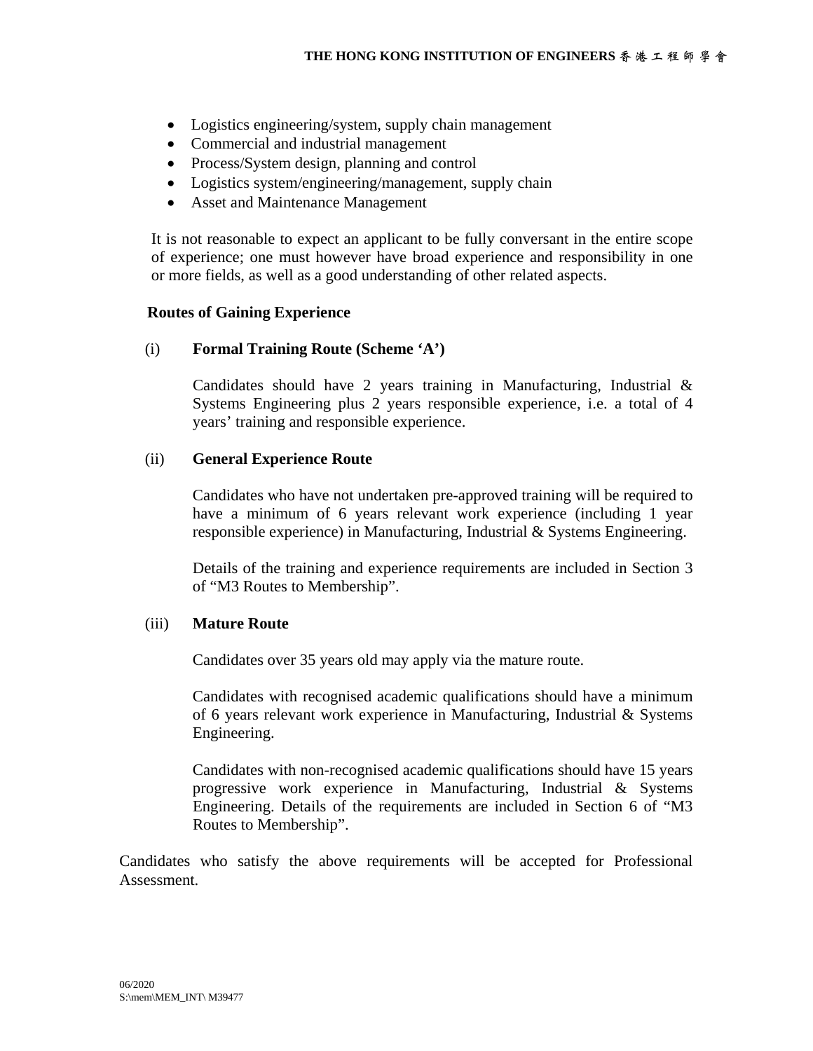- Logistics engineering/system, supply chain management
- Commercial and industrial management
- Process/System design, planning and control
- Logistics system/engineering/management, supply chain
- Asset and Maintenance Management

It is not reasonable to expect an applicant to be fully conversant in the entire scope of experience; one must however have broad experience and responsibility in one or more fields, as well as a good understanding of other related aspects.

**Routes of Gaining Experience**

(i) **Formal Training Route (Scheme 'A')**

Candidates should have 2 years training in Manufacturing, Industrial & Systems Engineering plus 2 years responsible experience, i.e. a total of 4 years' training and responsible experience.

(ii) **General Experience Route**

Candidates who have not undertaken pre-approved training will be required to have a minimum of 6 years relevant work experience (including 1 year responsible experience) in Manufacturing, Industrial & Systems Engineering.

Details of the training and experience requirements are included in Section 3 of "M3 Routes to Membership".

(iii) **Mature Route**

Candidates over 35 years old may apply via the mature route.

Candidates with recognised academic qualifications should have a minimum of 6 years relevant work experience in Manufacturing, Industrial & Systems Engineering.

Candidates with non-recognised academic qualifications should have 15 years progressive work experience in Manufacturing, Industrial & Systems Engineering. Details of the requirements are included in Section 6 of "M3 Routes to Membership".

Candidates who satisfy the above requirements will be accepted for Professional Assessment.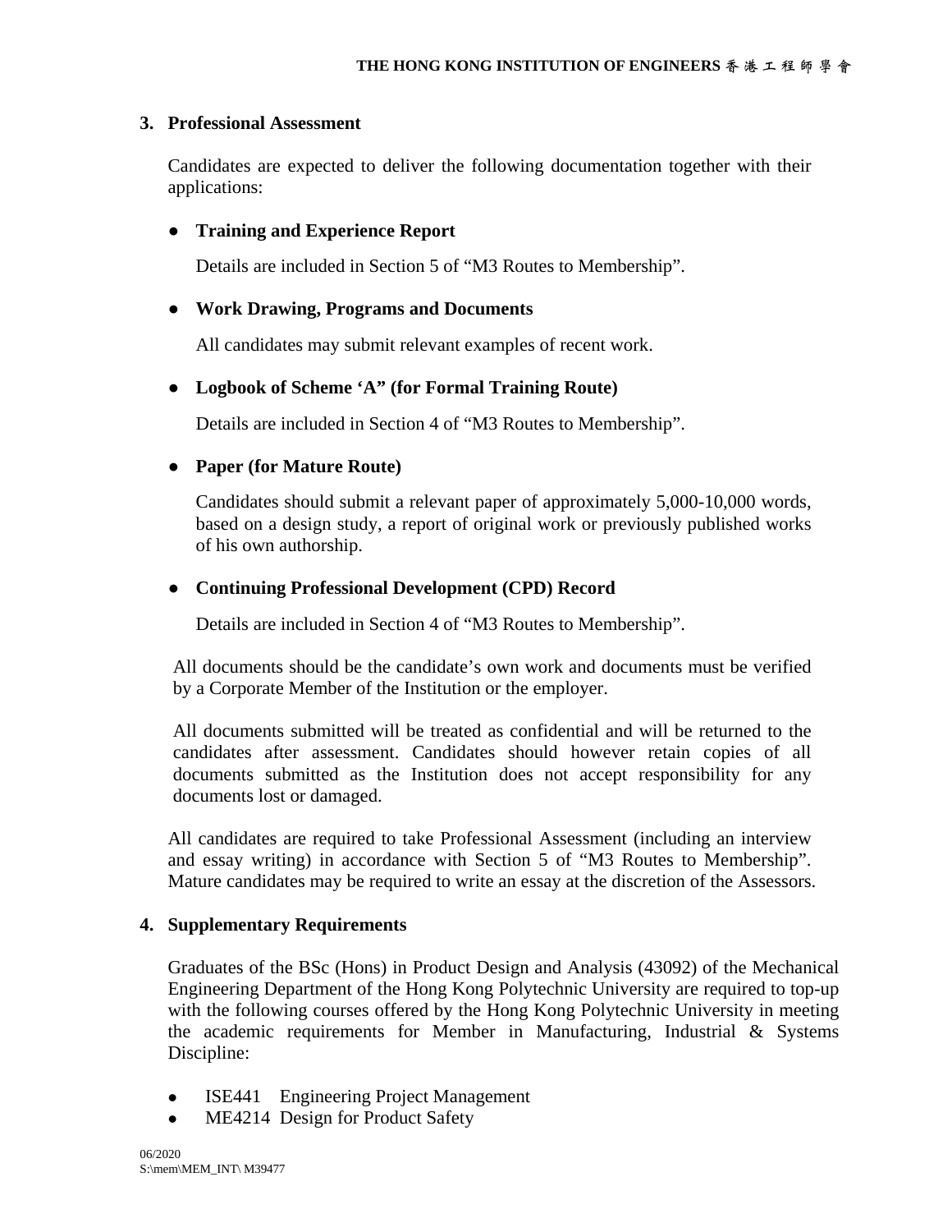## 3. Professional Assessment

Candidates are expected to deliver the following documentation together with their applications:

- **Training and Experience Report**

  Details are included in Section 5 of "M3 Routes to Membership".

- **Work Drawing, Programs and Documents**

  All candidates may submit relevant examples of recent work.

- **Logbook of Scheme 'A" (for Formal Training Route)**

  Details are included in Section 4 of "M3 Routes to Membership".

- **Paper (for Mature Route)**

  Candidates should submit a relevant paper of approximately 5,000-10,000 words, based on a design study, a report of original work or previously published works of his own authorship.

- **Continuing Professional Development (CPD) Record**

  Details are included in Section 4 of "M3 Routes to Membership".

All documents should be the candidate's own work and documents must be verified by a Corporate Member of the Institution or the employer.

All documents submitted will be treated as confidential and will be returned to the candidates after assessment. Candidates should however retain copies of all documents submitted as the Institution does not accept responsibility for any documents lost or damaged.

All candidates are required to take Professional Assessment (including an interview and essay writing) in accordance with Section 5 of "M3 Routes to Membership". Mature candidates may be required to write an essay at the discretion of the Assessors.

## 4. Supplementary Requirements

Graduates of the BSc (Hons) in Product Design and Analysis (43092) of the Mechanical Engineering Department of the Hong Kong Polytechnic University are required to top-up with the following courses offered by the Hong Kong Polytechnic University in meeting the academic requirements for Member in Manufacturing, Industrial & Systems Discipline:

- ISE441 Engineering Project Management
- ME4214 Design for Product Safety

06/2020
S:\mem\MEM_INT\ M39477